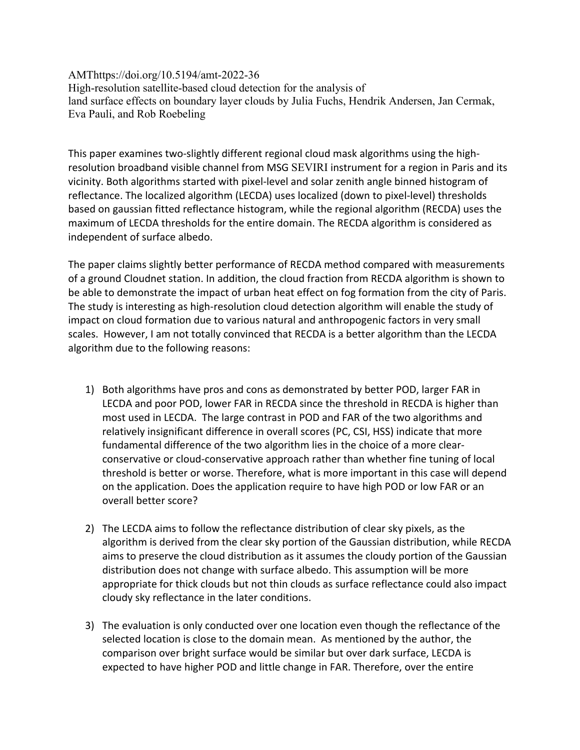AMThttps://doi.org/10.5194/amt-2022-36
High-resolution satellite-based cloud detection for the analysis of land surface effects on boundary layer clouds by Julia Fuchs, Hendrik Andersen, Jan Cermak, Eva Pauli, and Rob Roebeling

This paper examines two-slightly different regional cloud mask algorithms using the high-resolution broadband visible channel from MSG SEVIRI instrument for a region in Paris and its vicinity. Both algorithms started with pixel-level and solar zenith angle binned histogram of reflectance. The localized algorithm (LECDA) uses localized (down to pixel-level) thresholds based on gaussian fitted reflectance histogram, while the regional algorithm (RECDA) uses the maximum of LECDA thresholds for the entire domain. The RECDA algorithm is considered as independent of surface albedo.

The paper claims slightly better performance of RECDA method compared with measurements of a ground Cloudnet station. In addition, the cloud fraction from RECDA algorithm is shown to be able to demonstrate the impact of urban heat effect on fog formation from the city of Paris. The study is interesting as high-resolution cloud detection algorithm will enable the study of impact on cloud formation due to various natural and anthropogenic factors in very small scales. However, I am not totally convinced that RECDA is a better algorithm than the LECDA algorithm due to the following reasons:

1) Both algorithms have pros and cons as demonstrated by better POD, larger FAR in LECDA and poor POD, lower FAR in RECDA since the threshold in RECDA is higher than most used in LECDA. The large contrast in POD and FAR of the two algorithms and relatively insignificant difference in overall scores (PC, CSI, HSS) indicate that more fundamental difference of the two algorithm lies in the choice of a more clear-conservative or cloud-conservative approach rather than whether fine tuning of local threshold is better or worse. Therefore, what is more important in this case will depend on the application. Does the application require to have high POD or low FAR or an overall better score?

2) The LECDA aims to follow the reflectance distribution of clear sky pixels, as the algorithm is derived from the clear sky portion of the Gaussian distribution, while RECDA aims to preserve the cloud distribution as it assumes the cloudy portion of the Gaussian distribution does not change with surface albedo. This assumption will be more appropriate for thick clouds but not thin clouds as surface reflectance could also impact cloudy sky reflectance in the later conditions.

3) The evaluation is only conducted over one location even though the reflectance of the selected location is close to the domain mean. As mentioned by the author, the comparison over bright surface would be similar but over dark surface, LECDA is expected to have higher POD and little change in FAR. Therefore, over the entire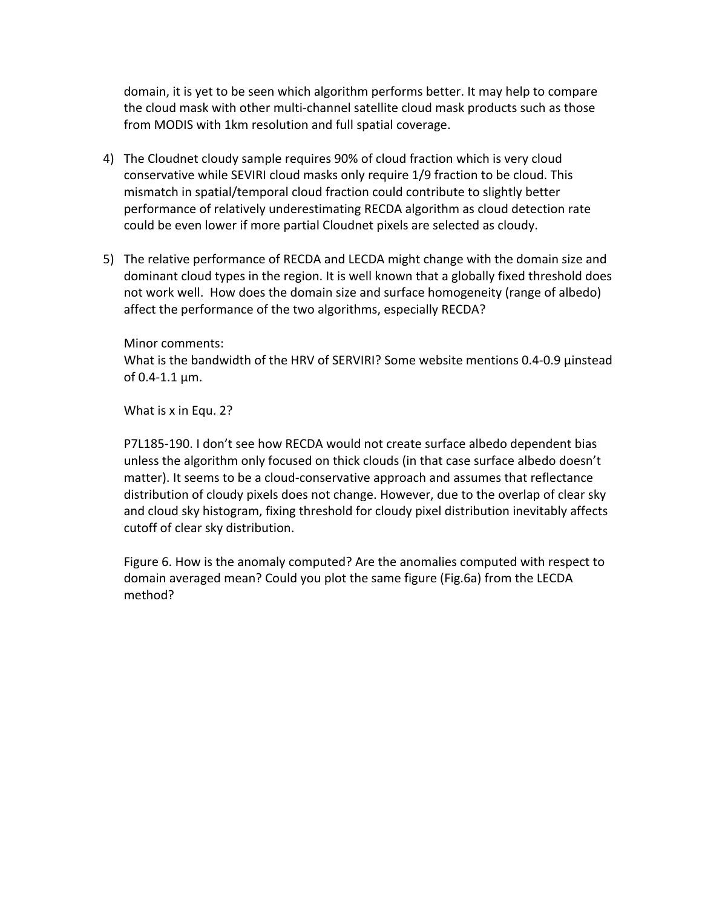domain, it is yet to be seen which algorithm performs better. It may help to compare the cloud mask with other multi-channel satellite cloud mask products such as those from MODIS with 1km resolution and full spatial coverage.

4) The Cloudnet cloudy sample requires 90% of cloud fraction which is very cloud conservative while SEVIRI cloud masks only require 1/9 fraction to be cloud. This mismatch in spatial/temporal cloud fraction could contribute to slightly better performance of relatively underestimating RECDA algorithm as cloud detection rate could be even lower if more partial Cloudnet pixels are selected as cloudy.

5) The relative performance of RECDA and LECDA might change with the domain size and dominant cloud types in the region. It is well known that a globally fixed threshold does not work well. How does the domain size and surface homogeneity (range of albedo) affect the performance of the two algorithms, especially RECDA?

Minor comments:
What is the bandwidth of the HRV of SERVIRI? Some website mentions 0.4-0.9 μinstead of 0.4-1.1 μm.

What is x in Equ. 2?

P7L185-190. I don't see how RECDA would not create surface albedo dependent bias unless the algorithm only focused on thick clouds (in that case surface albedo doesn't matter). It seems to be a cloud-conservative approach and assumes that reflectance distribution of cloudy pixels does not change. However, due to the overlap of clear sky and cloud sky histogram, fixing threshold for cloudy pixel distribution inevitably affects cutoff of clear sky distribution.

Figure 6. How is the anomaly computed? Are the anomalies computed with respect to domain averaged mean? Could you plot the same figure (Fig.6a) from the LECDA method?